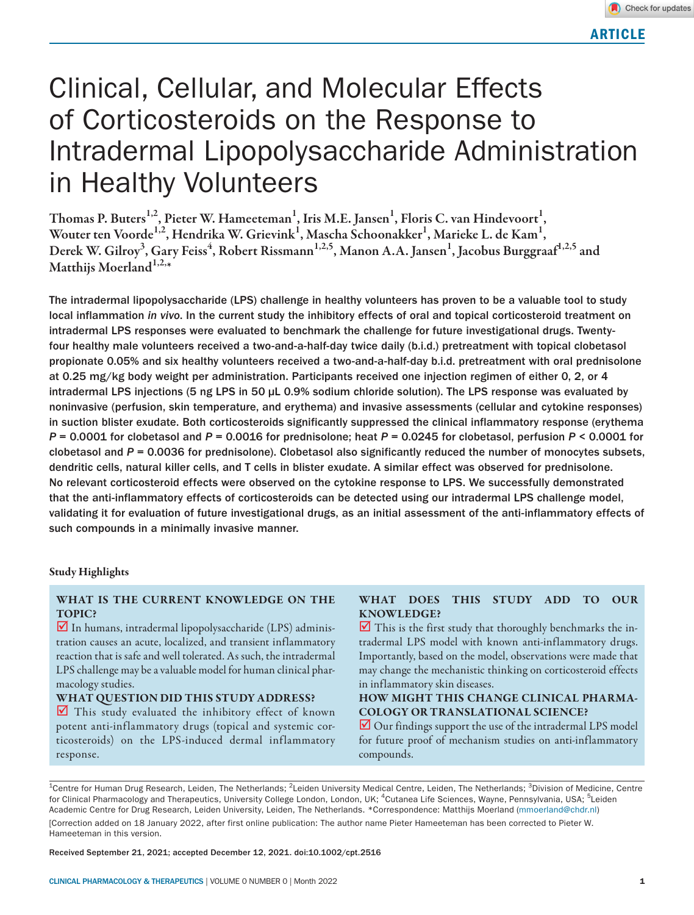ARTICLE

# Clinical, Cellular, and Molecular Effects of Corticosteroids on the Response to Intradermal Lipopolysaccharide Administration in Healthy Volunteers

Thomas P. Buters[1,2], Pieter W. Hameeteman[1], Iris M.E. Jansen[1], Floris C. van Hindevoort[1], Wouter ten Voorde[1,2], Hendrika W. Grievink[1], Mascha Schoonakker[1], Marieke L. de Kam[1], Derek W. Gilroy[3], Gary Feiss[4], Robert Rissmann[1,2,5], Manon A.A. Jansen[1], Jacobus Burggraaf[1,2,5] and Matthijs Moerland[1,2,*]

**The intradermal lipopolysaccharide (LPS) challenge in healthy volunteers has proven to be a valuable tool to study local inflammation *in vivo*. In the current study the inhibitory effects of oral and topical corticosteroid treatment on intradermal LPS responses were evaluated to benchmark the challenge for future investigational drugs. Twenty-four healthy male volunteers received a two-and-a-half-day twice daily (b.i.d.) pretreatment with topical clobetasol propionate 0.05% and six healthy volunteers received a two-and-a-half-day b.i.d. pretreatment with oral prednisolone at 0.25 mg/kg body weight per administration. Participants received one injection regimen of either 0, 2, or 4 intradermal LPS injections (5 ng LPS in 50 µL 0.9% sodium chloride solution). The LPS response was evaluated by noninvasive (perfusion, skin temperature, and erythema) and invasive assessments (cellular and cytokine responses) in suction blister exudate. Both corticosteroids significantly suppressed the clinical inflammatory response (erythema $P = 0.0001$ for clobetasol and $P = 0.0016$ for prednisolone; heat $P = 0.0245$ for clobetasol, perfusion $P < 0.0001$ for clobetasol and $P = 0.0036$ for prednisolone). Clobetasol also significantly reduced the number of monocytes subsets, dendritic cells, natural killer cells, and T cells in blister exudate. A similar effect was observed for prednisolone. No relevant corticosteroid effects were observed on the cytokine response to LPS. We successfully demonstrated that the anti-inflammatory effects of corticosteroids can be detected using our intradermal LPS challenge model, validating it for evaluation of future investigational drugs, as an initial assessment of the anti-inflammatory effects of such compounds in a minimally invasive manner.**

**Study Highlights**

**WHAT IS THE CURRENT KNOWLEDGE ON THE TOPIC?**

☑ In humans, intradermal lipopolysaccharide (LPS) administration causes an acute, localized, and transient inflammatory reaction that is safe and well tolerated. As such, the intradermal LPS challenge may be a valuable model for human clinical pharmacology studies.

**WHAT QUESTION DID THIS STUDY ADDRESS?**

☑ This study evaluated the inhibitory effect of known potent anti-inflammatory drugs (topical and systemic corticosteroids) on the LPS-induced dermal inflammatory response.

**WHAT DOES THIS STUDY ADD TO OUR KNOWLEDGE?**

☑ This is the first study that thoroughly benchmarks the intradermal LPS model with known anti-inflammatory drugs. Importantly, based on the model, observations were made that may change the mechanistic thinking on corticosteroid effects in inflammatory skin diseases.

**HOW MIGHT THIS CHANGE CLINICAL PHARMACOLOGY OR TRANSLATIONAL SCIENCE?**

☑ Our findings support the use of the intradermal LPS model for future proof of mechanism studies on anti-inflammatory compounds.

---

[1]Centre for Human Drug Research, Leiden, The Netherlands; [2]Leiden University Medical Centre, Leiden, The Netherlands; [3]Division of Medicine, Centre for Clinical Pharmacology and Therapeutics, University College London, London, UK; [4]Cutanea Life Sciences, Wayne, Pennsylvania, USA; [5]Leiden Academic Centre for Drug Research, Leiden University, Leiden, The Netherlands. *Correspondence: Matthijs Moerland (mmoerland@chdr.nl)

[Correction added on 18 January 2022, after first online publication: The author name Pieter Hameeteman has been corrected to Pieter W. Hameeteman in this version.

Received September 21, 2021; accepted December 12, 2021. doi:10.1002/cpt.2516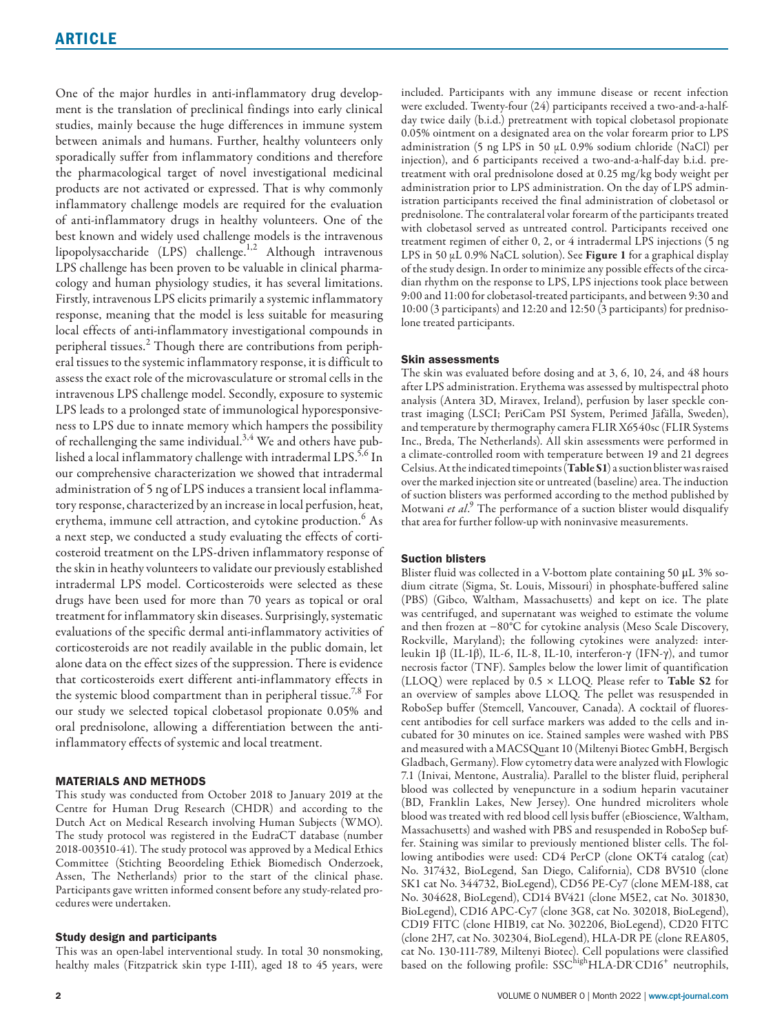One of the major hurdles in anti-inflammatory drug development is the translation of preclinical findings into early clinical studies, mainly because the huge differences in immune system between animals and humans. Further, healthy volunteers only sporadically suffer from inflammatory conditions and therefore the pharmacological target of novel investigational medicinal products are not activated or expressed. That is why commonly inflammatory challenge models are required for the evaluation of anti-inflammatory drugs in healthy volunteers. One of the best known and widely used challenge models is the intravenous lipopolysaccharide (LPS) challenge.[1,2] Although intravenous LPS challenge has been proven to be valuable in clinical pharmacology and human physiology studies, it has several limitations. Firstly, intravenous LPS elicits primarily a systemic inflammatory response, meaning that the model is less suitable for measuring local effects of anti-inflammatory investigational compounds in peripheral tissues.[2] Though there are contributions from peripheral tissues to the systemic inflammatory response, it is difficult to assess the exact role of the microvasculature or stromal cells in the intravenous LPS challenge model. Secondly, exposure to systemic LPS leads to a prolonged state of immunological hyporesponsiveness to LPS due to innate memory which hampers the possibility of rechallenging the same individual.[3,4] We and others have published a local inflammatory challenge with intradermal LPS.[5,6] In our comprehensive characterization we showed that intradermal administration of 5 ng of LPS induces a transient local inflammatory response, characterized by an increase in local perfusion, heat, erythema, immune cell attraction, and cytokine production.[6] As a next step, we conducted a study evaluating the effects of corticosteroid treatment on the LPS-driven inflammatory response of the skin in heathy volunteers to validate our previously established intradermal LPS model. Corticosteroids were selected as these drugs have been used for more than 70 years as topical or oral treatment for inflammatory skin diseases. Surprisingly, systematic evaluations of the specific dermal anti-inflammatory activities of corticosteroids are not readily available in the public domain, let alone data on the effect sizes of the suppression. There is evidence that corticosteroids exert different anti-inflammatory effects in the systemic blood compartment than in peripheral tissue.[7,8] For our study we selected topical clobetasol propionate 0.05% and oral prednisolone, allowing a differentiation between the anti-inflammatory effects of systemic and local treatment.

## MATERIALS AND METHODS

This study was conducted from October 2018 to January 2019 at the Centre for Human Drug Research (CHDR) and according to the Dutch Act on Medical Research involving Human Subjects (WMO). The study protocol was registered in the EudraCT database (number 2018-003510-41). The study protocol was approved by a Medical Ethics Committee (Stichting Beoordeling Ethiek Biomedisch Onderzoek, Assen, The Netherlands) prior to the start of the clinical phase. Participants gave written informed consent before any study-related procedures were undertaken.

### Study design and participants

This was an open-label interventional study. In total 30 nonsmoking, healthy males (Fitzpatrick skin type I-III), aged 18 to 45 years, were included. Participants with any immune disease or recent infection were excluded. Twenty-four (24) participants received a two-and-a-half-day twice daily (b.i.d.) pretreatment with topical clobetasol propionate 0.05% ointment on a designated area on the volar forearm prior to LPS administration (5 ng LPS in 50 μL 0.9% sodium chloride (NaCl) per injection), and 6 participants received a two-and-a-half-day b.i.d. pretreatment with oral prednisolone dosed at 0.25 mg/kg body weight per administration prior to LPS administration. On the day of LPS administration participants received the final administration of clobetasol or prednisolone. The contralateral volar forearm of the participants treated with clobetasol served as untreated control. Participants received one treatment regimen of either 0, 2, or 4 intradermal LPS injections (5 ng LPS in 50 μL 0.9% NaCL solution). See **Figure 1** for a graphical display of the study design. In order to minimize any possible effects of the circadian rhythm on the response to LPS, LPS injections took place between 9:00 and 11:00 for clobetasol-treated participants, and between 9:30 and 10:00 (3 participants) and 12:20 and 12:50 (3 participants) for prednisolone treated participants.

### Skin assessments

The skin was evaluated before dosing and at 3, 6, 10, 24, and 48 hours after LPS administration. Erythema was assessed by multispectral photo analysis (Antera 3D, Miravex, Ireland), perfusion by laser speckle contrast imaging (LSCI; PeriCam PSI System, Perimed Jäfälla, Sweden), and temperature by thermography camera FLIR X6540sc (FLIR Systems Inc., Breda, The Netherlands). All skin assessments were performed in a climate-controlled room with temperature between 19 and 21 degrees Celsius. At the indicated timepoints (**Table S1**) a suction blister was raised over the marked injection site or untreated (baseline) area. The induction of suction blisters was performed according to the method published by Motwani *et al*.[9] The performance of a suction blister would disqualify that area for further follow-up with noninvasive measurements.

### Suction blisters

Blister fluid was collected in a V-bottom plate containing 50 µL 3% sodium citrate (Sigma, St. Louis, Missouri) in phosphate-buffered saline (PBS) (Gibco, Waltham, Massachusetts) and kept on ice. The plate was centrifuged, and supernatant was weighed to estimate the volume and then frozen at −80°C for cytokine analysis (Meso Scale Discovery, Rockville, Maryland); the following cytokines were analyzed: interleukin 1β (IL-1β), IL-6, IL-8, IL-10, interferon-γ (IFN-γ), and tumor necrosis factor (TNF). Samples below the lower limit of quantification (LLOQ) were replaced by 0.5 × LLOQ. Please refer to **Table S2** for an overview of samples above LLOQ. The pellet was resuspended in RoboSep buffer (Stemcell, Vancouver, Canada). A cocktail of fluorescent antibodies for cell surface markers was added to the cells and incubated for 30 minutes on ice. Stained samples were washed with PBS and measured with a MACSQuant 10 (Miltenyi Biotec GmbH, Bergisch Gladbach, Germany). Flow cytometry data were analyzed with Flowlogic 7.1 (Inivai, Mentone, Australia). Parallel to the blister fluid, peripheral blood was collected by venepuncture in a sodium heparin vacutainer (BD, Franklin Lakes, New Jersey). One hundred microliters whole blood was treated with red blood cell lysis buffer (eBioscience, Waltham, Massachusetts) and washed with PBS and resuspended in RoboSep buffer. Staining was similar to previously mentioned blister cells. The following antibodies were used: CD4 PerCP (clone OKT4 catalog (cat) No. 317432, BioLegend, San Diego, California), CD8 BV510 (clone SK1 cat No. 344732, BioLegend), CD56 PE-Cy7 (clone MEM-188, cat No. 304628, BioLegend), CD14 BV421 (clone M5E2, cat No. 301830, BioLegend), CD16 APC-Cy7 (clone 3G8, cat No. 302018, BioLegend), CD19 FITC (clone HIB19, cat No. 302206, BioLegend), CD20 FITC (clone 2H7, cat No. 302304, BioLegend), HLA-DR PE (clone REA805, cat No. 130-111-789, Miltenyi Biotec). Cell populations were classified based on the following profile: $SSC^{high}HLA\text{-}DR^{-}CD16^{+}$ neutrophils,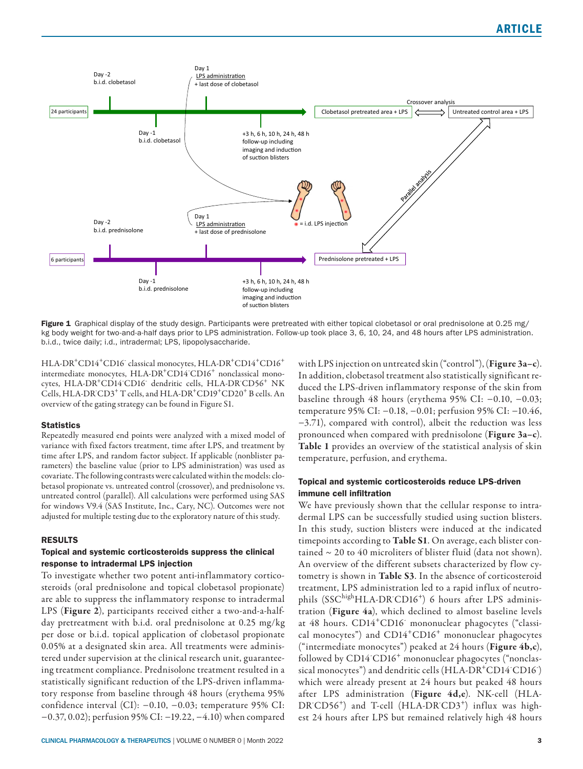Figure 1 Graphical display of the study design. Participants were pretreated with either topical clobetasol or oral prednisolone at 0.25 mg/kg body weight for two-and-a-half days prior to LPS administration. Follow-up took place 3, 6, 10, 24, and 48 hours after LPS administration. b.i.d., twice daily; i.d., intradermal; LPS, lipopolysaccharide.

HLA-DR$^+$CD14$^+$CD16$^-$ classical monocytes, HLA-DR$^+$CD14$^+$CD16$^+$ intermediate monocytes, HLA-DR$^+$CD14$^-$CD16$^+$ nonclassical monocytes, HLA-DR$^+$CD14$^-$CD16$^-$ dendritic cells, HLA-DR$^-$CD56$^+$ NK Cells, HLA-DR$^-$CD3$^+$ T cells, and HLA-DR$^+$CD19$^+$CD20$^+$ B cells. An overview of the gating strategy can be found in Figure S1.

### Statistics

Repeatedly measured end points were analyzed with a mixed model of variance with fixed factors treatment, time after LPS, and treatment by time after LPS, and random factor subject. If applicable (nonblister parameters) the baseline value (prior to LPS administration) was used as covariate. The following contrasts were calculated within the models: clobetasol propionate vs. untreated control (crossover), and prednisolone vs. untreated control (parallel). All calculations were performed using SAS for windows V9.4 (SAS Institute, Inc., Cary, NC). Outcomes were not adjusted for multiple testing due to the exploratory nature of this study.

## RESULTS

### Topical and systemic corticosteroids suppress the clinical response to intradermal LPS injection

To investigate whether two potent anti-inflammatory corticosteroids (oral prednisolone and topical clobetasol propionate) are able to suppress the inflammatory response to intradermal LPS (**Figure 2**), participants received either a two-and-a-half-day pretreatment with b.i.d. oral prednisolone at 0.25 mg/kg per dose or b.i.d. topical application of clobetasol propionate 0.05% at a designated skin area. All treatments were administered under supervision at the clinical research unit, guaranteeing treatment compliance. Prednisolone treatment resulted in a statistically significant reduction of the LPS-driven inflammatory response from baseline through 48 hours (erythema 95% confidence interval (CI): −0.10, −0.03; temperature 95% CI: −0.37, 0.02); perfusion 95% CI: −19.22, −4.10) when compared with LPS injection on untreated skin ("control"), (**Figure 3a–c**). In addition, clobetasol treatment also statistically significant reduced the LPS-driven inflammatory response of the skin from baseline through 48 hours (erythema 95% CI: −0.10, −0.03; temperature 95% CI: −0.18, −0.01; perfusion 95% CI: −10.46, −3.71), compared with control), albeit the reduction was less pronounced when compared with prednisolone (**Figure 3a–c**). **Table 1** provides an overview of the statistical analysis of skin temperature, perfusion, and erythema.

### Topical and systemic corticosteroids reduce LPS-driven immune cell infiltration

We have previously shown that the cellular response to intradermal LPS can be successfully studied using suction blisters. In this study, suction blisters were induced at the indicated timepoints according to **Table S1**. On average, each blister contained ~ 20 to 40 microliters of blister fluid (data not shown). An overview of the different subsets characterized by flow cytometry is shown in **Table S3**. In the absence of corticosteroid treatment, LPS administration led to a rapid influx of neutrophils (SSC$^{high}$HLA-DR$^-$CD16$^+$) 6 hours after LPS administration (**Figure 4a**), which declined to almost baseline levels at 48 hours. CD14$^+$CD16$^-$ mononuclear phagocytes ("classical monocytes") and CD14$^+$CD16$^+$ mononuclear phagocytes ("intermediate monocytes") peaked at 24 hours (**Figure 4b,c**), followed by CD14$^-$CD16$^+$ mononuclear phagocytes ("nonclassical monocytes") and dendritic cells (HLA-DR$^+$CD14$^-$CD16$^-$) which were already present at 24 hours but peaked 48 hours after LPS administration (**Figure 4d,e**). NK-cell (HLA-DR$^-$CD56$^+$) and T-cell (HLA-DR$^-$CD3$^+$) influx was highest 24 hours after LPS but remained relatively high 48 hours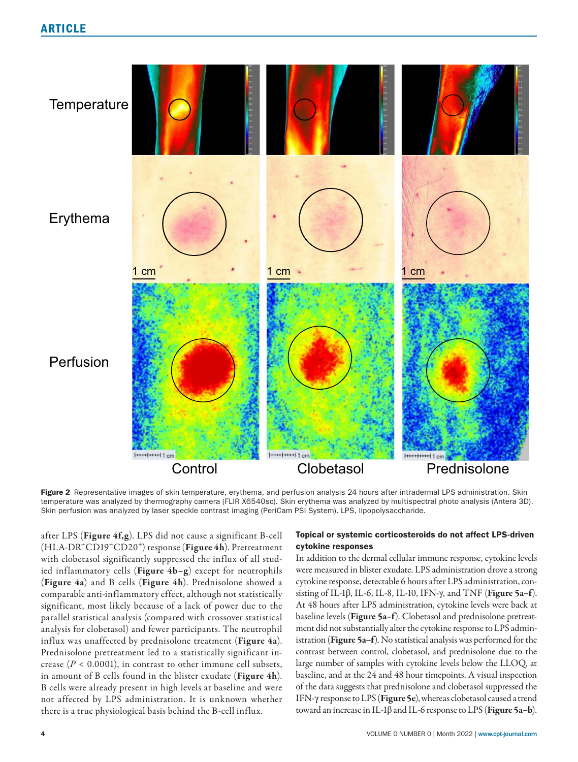Figure 2 Representative images of skin temperature, erythema, and perfusion analysis 24 hours after intradermal LPS administration. Skin temperature was analyzed by thermography camera (FLIR X6540sc). Skin erythema was analyzed by multispectral photo analysis (Antera 3D). Skin perfusion was analyzed by laser speckle contrast imaging (PeriCam PSI System). LPS, lipopolysaccharide.

after LPS (**Figure 4f,g**). LPS did not cause a significant B-cell (HLA-DR$^{+}$CD19$^{+}$CD20$^{+}$) response (**Figure 4h**). Pretreatment with clobetasol significantly suppressed the influx of all studied inflammatory cells (**Figure 4b–g**) except for neutrophils (**Figure 4a**) and B cells (**Figure 4h**). Prednisolone showed a comparable anti-inflammatory effect, although not statistically significant, most likely because of a lack of power due to the parallel statistical analysis (compared with crossover statistical analysis for clobetasol) and fewer participants. The neutrophil influx was unaffected by prednisolone treatment (**Figure 4a**). Prednisolone pretreatment led to a statistically significant increase ($P < 0.0001$), in contrast to other immune cell subsets, in amount of B cells found in the blister exudate (**Figure 4h**). B cells were already present in high levels at baseline and were not affected by LPS administration. It is unknown whether there is a true physiological basis behind the B-cell influx.

#### Topical or systemic corticosteroids do not affect LPS-driven cytokine responses

In addition to the dermal cellular immune response, cytokine levels were measured in blister exudate. LPS administration drove a strong cytokine response, detectable 6 hours after LPS administration, consisting of IL-1β, IL-6, IL-8, IL-10, IFN-γ, and TNF (**Figure 5a–f**). At 48 hours after LPS administration, cytokine levels were back at baseline levels (**Figure 5a–f**). Clobetasol and prednisolone pretreatment did not substantially alter the cytokine response to LPS administration (**Figure 5a–f**). No statistical analysis was performed for the contrast between control, clobetasol, and prednisolone due to the large number of samples with cytokine levels below the LLOQ, at baseline, and at the 24 and 48 hour timepoints. A visual inspection of the data suggests that prednisolone and clobetasol suppressed the IFN-γ response to LPS (**Figure 5e**), whereas clobetasol caused a trend toward an increase in IL-1β and IL-6 response to LPS (**Figure 5a–b**).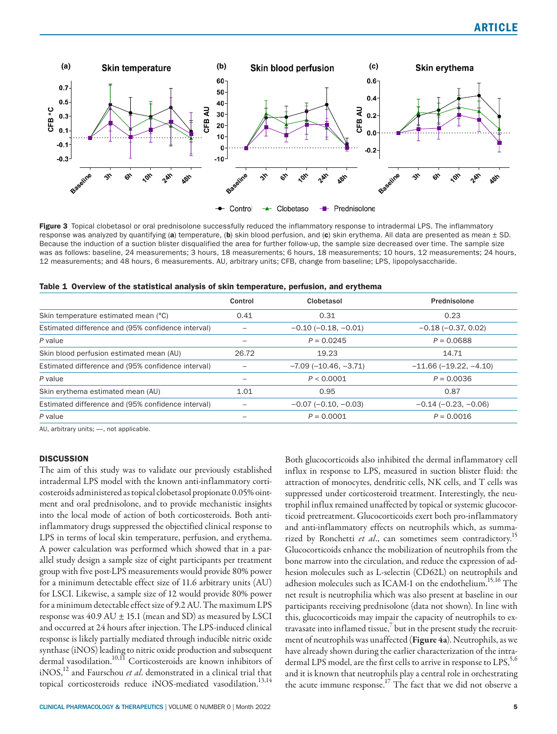**Figure 3** Topical clobetasol or oral prednisolone successfully reduced the inflammatory response to intradermal LPS. The inflammatory response was analyzed by quantifying (**a**) temperature, (**b**) skin blood perfusion, and (**c**) skin erythema. All data are presented as mean ± SD. Because the induction of a suction blister disqualified the area for further follow-up, the sample size decreased over time. The sample size was as follows: baseline, 24 measurements; 3 hours, 18 measurements; 6 hours, 18 measurements; 10 hours, 12 measurements; 24 hours, 12 measurements; and 48 hours, 6 measurements. AU, arbitrary units; CFB, change from baseline; LPS, lipopolysaccharide.

**Table 1 Overview of the statistical analysis of skin temperature, perfusion, and erythema**

| | Control | Clobetasol | Prednisolone |
|---|---|---|---|
| Skin temperature estimated mean (°C) | 0.41 | 0.31 | 0.23 |
| Estimated difference and (95% confidence interval) | — | −0.10 (−0.18, −0.01) | −0.18 (−0.37, 0.02) |
| *P* value | — | *P* = 0.0245 | *P* = 0.0688 |
| Skin blood perfusion estimated mean (AU) | 26.72 | 19.23 | 14.71 |
| Estimated difference and (95% confidence interval) | — | −7.09 (−10.46, −3.71) | −11.66 (−19.22, −4.10) |
| *P* value | — | *P* < 0.0001 | *P* = 0.0036 |
| Skin erythema estimated mean (AU) | 1.01 | 0.95 | 0.87 |
| Estimated difference and (95% confidence interval) | — | −0.07 (−0.10, −0.03) | −0.14 (−0.23, −0.06) |
| *P* value | — | *P* = 0.0001 | *P* = 0.0016 |

AU, arbitrary units; —, not applicable.

## DISCUSSION

The aim of this study was to validate our previously established intradermal LPS model with the known anti-inflammatory corticosteroids administered as topical clobetasol propionate 0.05% ointment and oral prednisolone, and to provide mechanistic insights into the local mode of action of both corticosteroids. Both anti-inflammatory drugs suppressed the objectified clinical response to LPS in terms of local skin temperature, perfusion, and erythema. A power calculation was performed which showed that in a parallel study design a sample size of eight participants per treatment group with five post-LPS measurements would provide 80% power for a minimum detectable effect size of 11.6 arbitrary units (AU) for LSCI. Likewise, a sample size of 12 would provide 80% power for a minimum detectable effect size of 9.2 AU. The maximum LPS response was 40.9 AU ± 15.1 (mean and SD) as measured by LSCI and occurred at 24 hours after injection. The LPS-induced clinical response is likely partially mediated through inducible nitric oxide synthase (iNOS) leading to nitric oxide production and subsequent dermal vasodilation.[10,11] Corticosteroids are known inhibitors of iNOS,[12] and Faurschou *et al*. demonstrated in a clinical trial that topical corticosteroids reduce iNOS-mediated vasodilation.[13,14]

Both glucocorticoids also inhibited the dermal inflammatory cell influx in response to LPS, measured in suction blister fluid: the attraction of monocytes, dendritic cells, NK cells, and T cells was suppressed under corticosteroid treatment. Interestingly, the neutrophil influx remained unaffected by topical or systemic glucocorticoid pretreatment. Glucocorticoids exert both pro-inflammatory and anti-inflammatory effects on neutrophils which, as summarized by Ronchetti *et al*., can sometimes seem contradictory.[15] Glucocorticoids enhance the mobilization of neutrophils from the bone marrow into the circulation, and reduce the expression of adhesion molecules such as L-selectin (CD62L) on neutrophils and adhesion molecules such as ICAM-1 on the endothelium.[15,16] The net result is neutrophilia which was also present at baseline in our participants receiving prednisolone (data not shown). In line with this, glucocorticoids may impair the capacity of neutrophils to extravasate into inflamed tissue,[7] but in the present study the recruitment of neutrophils was unaffected (**Figure 4a**). Neutrophils, as we have already shown during the earlier characterization of the intradermal LPS model, are the first cells to arrive in response to LPS,[5,6] and it is known that neutrophils play a central role in orchestrating the acute immune response.[17] The fact that we did not observe a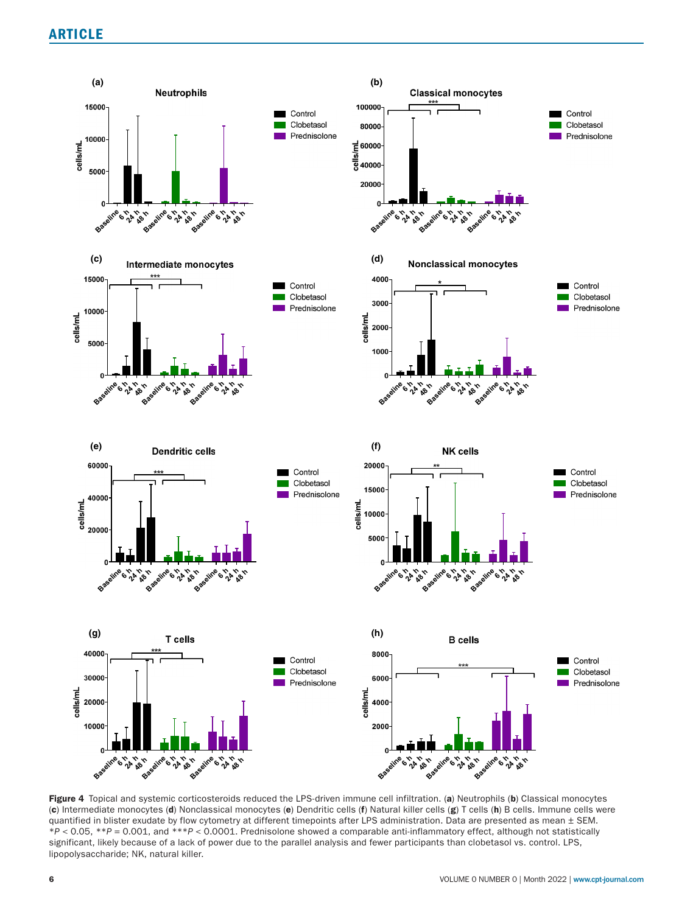**Figure 4** Topical and systemic corticosteroids reduced the LPS-driven immune cell infiltration. (**a**) Neutrophils (**b**) Classical monocytes (**c**) Intermediate monocytes (**d**) Nonclassical monocytes (**e**) Dendritic cells (**f**) Natural killer cells (**g**) T cells (**h**) B cells. Immune cells were quantified in blister exudate by flow cytometry at different timepoints after LPS administration. Data are presented as mean ± SEM. $^*P < 0.05$, $^{**}P = 0.001$, and $^{***}P < 0.0001$. Prednisolone showed a comparable anti-inflammatory effect, although not statistically significant, likely because of a lack of power due to the parallel analysis and fewer participants than clobetasol vs. control. LPS, lipopolysaccharide; NK, natural killer.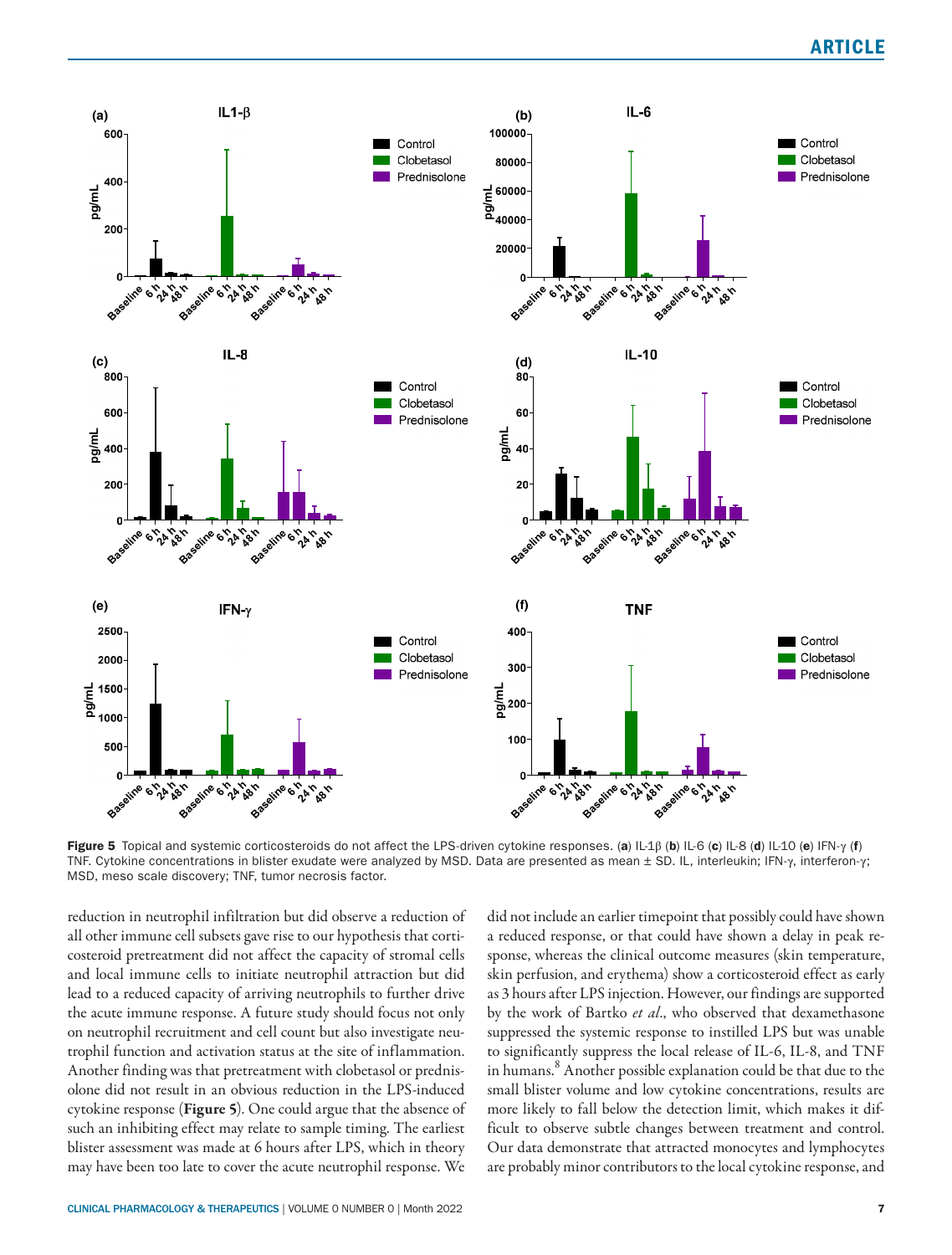Figure 5 Topical and systemic corticosteroids do not affect the LPS-driven cytokine responses. (**a**) IL-1β (**b**) IL-6 (**c**) IL-8 (**d**) IL-10 (**e**) IFN-γ (**f**) TNF. Cytokine concentrations in blister exudate were analyzed by MSD. Data are presented as mean ± SD. IL, interleukin; IFN-γ, interferon-γ; MSD, meso scale discovery; TNF, tumor necrosis factor.

reduction in neutrophil infiltration but did observe a reduction of all other immune cell subsets gave rise to our hypothesis that corticosteroid pretreatment did not affect the capacity of stromal cells and local immune cells to initiate neutrophil attraction but did lead to a reduced capacity of arriving neutrophils to further drive the acute immune response. A future study should focus not only on neutrophil recruitment and cell count but also investigate neutrophil function and activation status at the site of inflammation. Another finding was that pretreatment with clobetasol or prednisolone did not result in an obvious reduction in the LPS-induced cytokine response (**Figure 5**). One could argue that the absence of such an inhibiting effect may relate to sample timing. The earliest blister assessment was made at 6 hours after LPS, which in theory may have been too late to cover the acute neutrophil response. We did not include an earlier timepoint that possibly could have shown a reduced response, or that could have shown a delay in peak response, whereas the clinical outcome measures (skin temperature, skin perfusion, and erythema) show a corticosteroid effect as early as 3 hours after LPS injection. However, our findings are supported by the work of Bartko *et al.*, who observed that dexamethasone suppressed the systemic response to instilled LPS but was unable to significantly suppress the local release of IL-6, IL-8, and TNF in humans.[8] Another possible explanation could be that due to the small blister volume and low cytokine concentrations, results are more likely to fall below the detection limit, which makes it difficult to observe subtle changes between treatment and control. Our data demonstrate that attracted monocytes and lymphocytes are probably minor contributors to the local cytokine response, and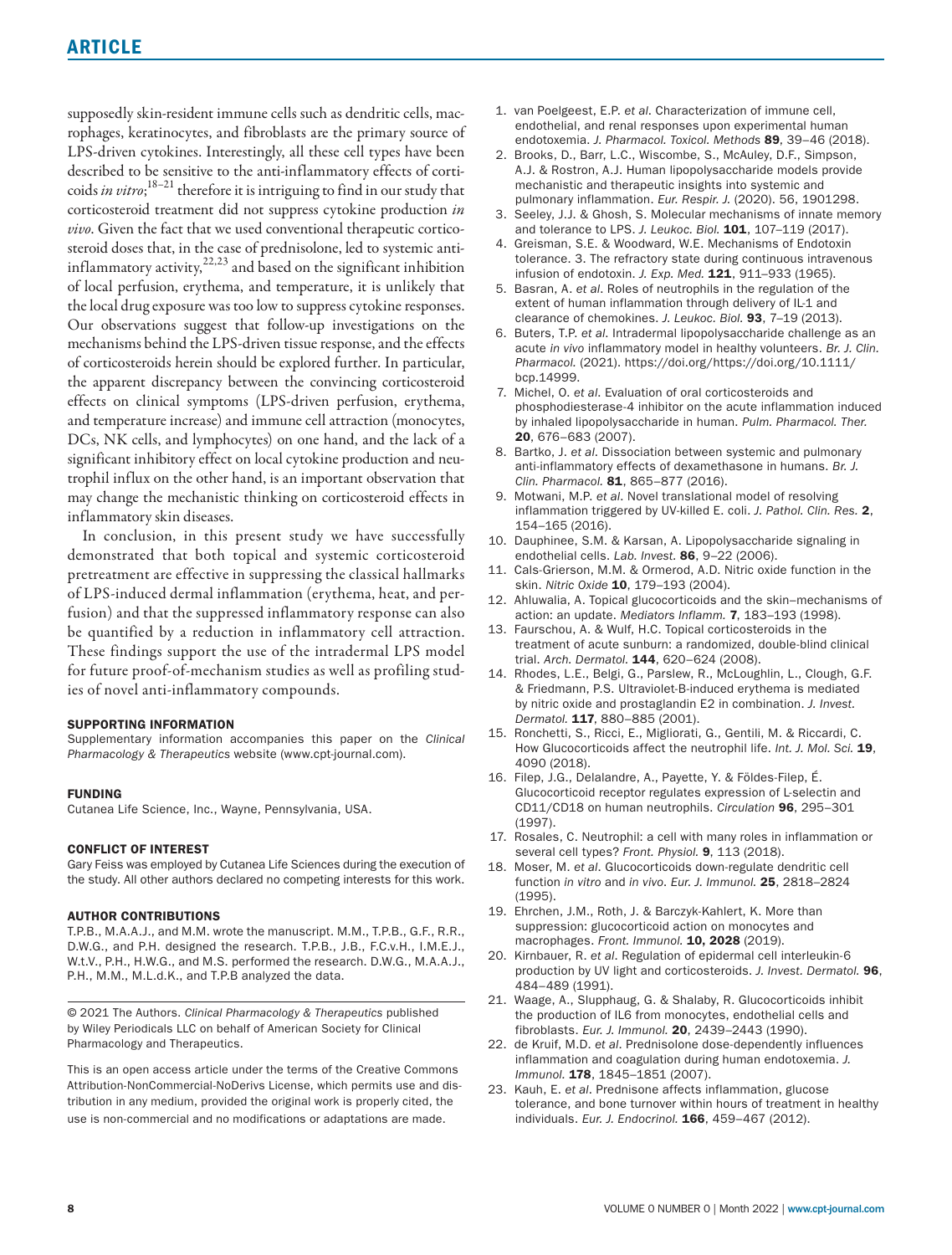supposedly skin-resident immune cells such as dendritic cells, macrophages, keratinocytes, and fibroblasts are the primary source of LPS-driven cytokines. Interestingly, all these cell types have been described to be sensitive to the anti-inflammatory effects of corticoids *in vitro*;[18–21] therefore it is intriguing to find in our study that corticosteroid treatment did not suppress cytokine production *in vivo*. Given the fact that we used conventional therapeutic corticosteroid doses that, in the case of prednisolone, led to systemic anti-inflammatory activity,[22,23] and based on the significant inhibition of local perfusion, erythema, and temperature, it is unlikely that the local drug exposure was too low to suppress cytokine responses. Our observations suggest that follow-up investigations on the mechanisms behind the LPS-driven tissue response, and the effects of corticosteroids herein should be explored further. In particular, the apparent discrepancy between the convincing corticosteroid effects on clinical symptoms (LPS-driven perfusion, erythema, and temperature increase) and immune cell attraction (monocytes, DCs, NK cells, and lymphocytes) on one hand, and the lack of a significant inhibitory effect on local cytokine production and neutrophil influx on the other hand, is an important observation that may change the mechanistic thinking on corticosteroid effects in inflammatory skin diseases.

In conclusion, in this present study we have successfully demonstrated that both topical and systemic corticosteroid pretreatment are effective in suppressing the classical hallmarks of LPS-induced dermal inflammation (erythema, heat, and perfusion) and that the suppressed inflammatory response can also be quantified by a reduction in inflammatory cell attraction. These findings support the use of the intradermal LPS model for future proof-of-mechanism studies as well as profiling studies of novel anti-inflammatory compounds.

## SUPPORTING INFORMATION

Supplementary information accompanies this paper on the *Clinical Pharmacology & Therapeutics* website (www.cpt-journal.com).

## FUNDING

Cutanea Life Science, Inc., Wayne, Pennsylvania, USA.

## CONFLICT OF INTEREST

Gary Feiss was employed by Cutanea Life Sciences during the execution of the study. All other authors declared no competing interests for this work.

## AUTHOR CONTRIBUTIONS

T.P.B., M.A.A.J., and M.M. wrote the manuscript. M.M., T.P.B., G.F., R.R., D.W.G., and P.H. designed the research. T.P.B., J.B., F.C.v.H., I.M.E.J., W.t.V., P.H., H.W.G., and M.S. performed the research. D.W.G., M.A.A.J., P.H., M.M., M.L.d.K., and T.P.B analyzed the data.

© 2021 The Authors. *Clinical Pharmacology & Therapeutics* published by Wiley Periodicals LLC on behalf of American Society for Clinical Pharmacology and Therapeutics.

This is an open access article under the terms of the Creative Commons Attribution-NonCommercial-NoDerivs License, which permits use and distribution in any medium, provided the original work is properly cited, the use is non-commercial and no modifications or adaptations are made.

1. van Poelgeest, E.P. *et al*. Characterization of immune cell, endothelial, and renal responses upon experimental human endotoxemia. *J. Pharmacol. Toxicol. Methods* **89**, 39–46 (2018).
2. Brooks, D., Barr, L.C., Wiscombe, S., McAuley, D.F., Simpson, A.J. & Rostron, A.J. Human lipopolysaccharide models provide mechanistic and therapeutic insights into systemic and pulmonary inflammation. *Eur. Respir. J.* (2020). 56, 1901298.
3. Seeley, J.J. & Ghosh, S. Molecular mechanisms of innate memory and tolerance to LPS. *J. Leukoc. Biol.* **101**, 107–119 (2017).
4. Greisman, S.E. & Woodward, W.E. Mechanisms of Endotoxin tolerance. 3. The refractory state during continuous intravenous infusion of endotoxin. *J. Exp. Med.* **121**, 911–933 (1965).
5. Basran, A. *et al*. Roles of neutrophils in the regulation of the extent of human inflammation through delivery of IL-1 and clearance of chemokines. *J. Leukoc. Biol.* **93**, 7–19 (2013).
6. Buters, T.P. *et al*. Intradermal lipopolysaccharide challenge as an acute *in vivo* inflammatory model in healthy volunteers. *Br. J. Clin. Pharmacol.* (2021). https://doi.org/https://doi.org/10.1111/bcp.14999.
7. Michel, O. *et al*. Evaluation of oral corticosteroids and phosphodiesterase-4 inhibitor on the acute inflammation induced by inhaled lipopolysaccharide in human. *Pulm. Pharmacol. Ther.* **20**, 676–683 (2007).
8. Bartko, J. *et al*. Dissociation between systemic and pulmonary anti-inflammatory effects of dexamethasone in humans. *Br. J. Clin. Pharmacol.* **81**, 865–877 (2016).
9. Motwani, M.P. *et al*. Novel translational model of resolving inflammation triggered by UV-killed E. coli. *J. Pathol. Clin. Res.* **2**, 154–165 (2016).
10. Dauphinee, S.M. & Karsan, A. Lipopolysaccharide signaling in endothelial cells. *Lab. Invest.* **86**, 9–22 (2006).
11. Cals-Grierson, M.M. & Ormerod, A.D. Nitric oxide function in the skin. *Nitric Oxide* **10**, 179–193 (2004).
12. Ahluwalia, A. Topical glucocorticoids and the skin–mechanisms of action: an update. *Mediators Inflamm.* **7**, 183–193 (1998).
13. Faurschou, A. & Wulf, H.C. Topical corticosteroids in the treatment of acute sunburn: a randomized, double-blind clinical trial. *Arch. Dermatol.* **144**, 620–624 (2008).
14. Rhodes, L.E., Belgi, G., Parslew, R., McLoughlin, L., Clough, G.F. & Friedmann, P.S. Ultraviolet-B-induced erythema is mediated by nitric oxide and prostaglandin E2 in combination. *J. Invest. Dermatol.* **117**, 880–885 (2001).
15. Ronchetti, S., Ricci, E., Migliorati, G., Gentili, M. & Riccardi, C. How Glucocorticoids affect the neutrophil life. *Int. J. Mol. Sci.* **19**, 4090 (2018).
16. Filep, J.G., Delalandre, A., Payette, Y. & Földes-Filep, É. Glucocorticoid receptor regulates expression of L-selectin and CD11/CD18 on human neutrophils. *Circulation* **96**, 295–301 (1997).
17. Rosales, C. Neutrophil: a cell with many roles in inflammation or several cell types? *Front. Physiol.* **9**, 113 (2018).
18. Moser, M. *et al*. Glucocorticoids down-regulate dendritic cell function *in vitro* and *in vivo*. *Eur. J. Immunol.* **25**, 2818–2824 (1995).
19. Ehrchen, J.M., Roth, J. & Barczyk-Kahlert, K. More than suppression: glucocorticoid action on monocytes and macrophages. *Front. Immunol.* **10, 2028** (2019).
20. Kirnbauer, R. *et al*. Regulation of epidermal cell interleukin-6 production by UV light and corticosteroids. *J. Invest. Dermatol.* **96**, 484–489 (1991).
21. Waage, A., Slupphaug, G. & Shalaby, R. Glucocorticoids inhibit the production of IL6 from monocytes, endothelial cells and fibroblasts. *Eur. J. Immunol.* **20**, 2439–2443 (1990).
22. de Kruif, M.D. *et al*. Prednisolone dose-dependently influences inflammation and coagulation during human endotoxemia. *J. Immunol.* **178**, 1845–1851 (2007).
23. Kauh, E. *et al*. Prednisone affects inflammation, glucose tolerance, and bone turnover within hours of treatment in healthy individuals. *Eur. J. Endocrinol.* **166**, 459–467 (2012).